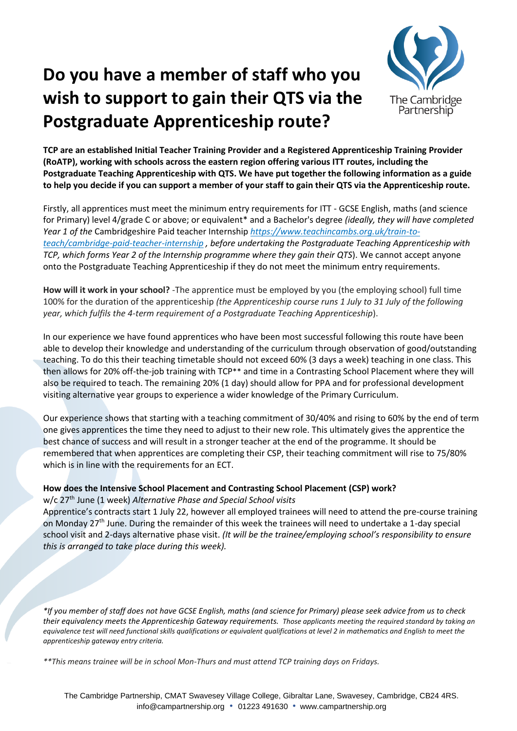# Do you have a member of staff who you wish to support to gain their QTS via the Postgraduate Apprenticeship route?

The Cambridge Partnership

**TCP are an established Initial Teacher Training Provider and a Registered Apprenticeship Training Provider (RoATP), working with schools across the eastern region offering various ITT routes, including the Postgraduate Teaching Apprenticeship with QTS. We have put together the following information as a guide to help you decide if you can support a member of your staff to gain their QTS via the Apprenticeship route.**

Firstly, all apprentices must meet the minimum entry requirements for ITT - GCSE English, maths (and science for Primary) level 4/grade C or above; or equivalent* and a Bachelor's degree *(ideally, they will have completed Year 1 of the* Cambridgeshire Paid teacher Internship *https://www.teachincambs.org.uk/train-to-teach/cambridge-paid-teacher-internship , before undertaking the Postgraduate Teaching Apprenticeship with TCP, which forms Year 2 of the Internship programme where they gain their QTS*). We cannot accept anyone onto the Postgraduate Teaching Apprenticeship if they do not meet the minimum entry requirements.

**How will it work in your school?** -The apprentice must be employed by you (the employing school) full time 100% for the duration of the apprenticeship *(the Apprenticeship course runs 1 July to 31 July of the following year, which fulfils the 4-term requirement of a Postgraduate Teaching Apprenticeship*).

In our experience we have found apprentices who have been most successful following this route have been able to develop their knowledge and understanding of the curriculum through observation of good/outstanding teaching. To do this their teaching timetable should not exceed 60% (3 days a week) teaching in one class. This then allows for 20% off-the-job training with TCP** and time in a Contrasting School Placement where they will also be required to teach. The remaining 20% (1 day) should allow for PPA and for professional development visiting alternative year groups to experience a wider knowledge of the Primary Curriculum.

Our experience shows that starting with a teaching commitment of 30/40% and rising to 60% by the end of term one gives apprentices the time they need to adjust to their new role. This ultimately gives the apprentice the best chance of success and will result in a stronger teacher at the end of the programme. It should be remembered that when apprentices are completing their CSP, their teaching commitment will rise to 75/80% which is in line with the requirements for an ECT.

**How does the Intensive School Placement and Contrasting School Placement (CSP) work?**

w/c 27th June (1 week) *Alternative Phase and Special School visits*

Apprentice's contracts start 1 July 22, however all employed trainees will need to attend the pre-course training on Monday 27th June. During the remainder of this week the trainees will need to undertake a 1-day special school visit and 2-days alternative phase visit. *(It will be the trainee/employing school's responsibility to ensure this is arranged to take place during this week).*

*\*If you member of staff does not have GCSE English, maths (and science for Primary) please seek advice from us to check their equivalency meets the Apprenticeship Gateway requirements. Those applicants meeting the required standard by taking an equivalence test will need functional skills qualifications or equivalent qualifications at level 2 in mathematics and English to meet the apprenticeship gateway entry criteria.*

*\*\*This means trainee will be in school Mon-Thurs and must attend TCP training days on Fridays.*

The Cambridge Partnership, CMAT Swavesey Village College, Gibraltar Lane, Swavesey, Cambridge, CB24 4RS.
info@campartnership.org • 01223 491630 • www.campartnership.org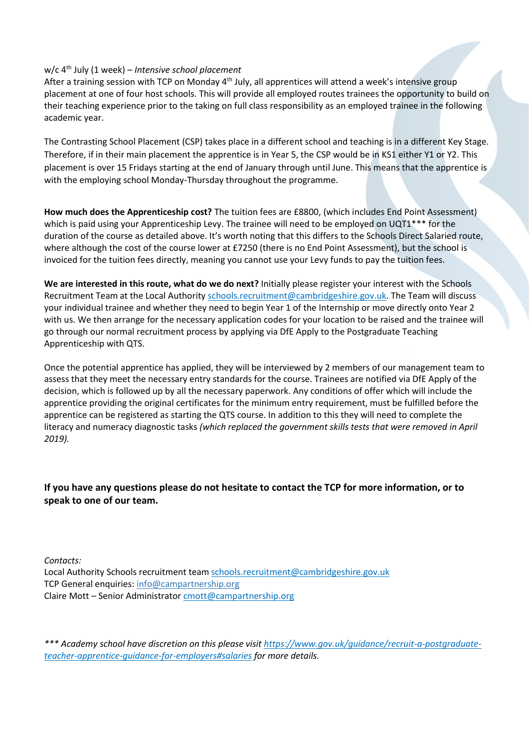w/c 4th July (1 week) – *Intensive school placement*
After a training session with TCP on Monday 4th July, all apprentices will attend a week's intensive group placement at one of four host schools. This will provide all employed routes trainees the opportunity to build on their teaching experience prior to the taking on full class responsibility as an employed trainee in the following academic year.

The Contrasting School Placement (CSP) takes place in a different school and teaching is in a different Key Stage. Therefore, if in their main placement the apprentice is in Year 5, the CSP would be in KS1 either Y1 or Y2. This placement is over 15 Fridays starting at the end of January through until June. This means that the apprentice is with the employing school Monday-Thursday throughout the programme.

**How much does the Apprenticeship cost?** The tuition fees are £8800, (which includes End Point Assessment) which is paid using your Apprenticeship Levy. The trainee will need to be employed on UQT1*** for the duration of the course as detailed above. It's worth noting that this differs to the Schools Direct Salaried route, where although the cost of the course lower at £7250 (there is no End Point Assessment), but the school is invoiced for the tuition fees directly, meaning you cannot use your Levy funds to pay the tuition fees.

**We are interested in this route, what do we do next?** Initially please register your interest with the Schools Recruitment Team at the Local Authority schools.recruitment@cambridgeshire.gov.uk. The Team will discuss your individual trainee and whether they need to begin Year 1 of the Internship or move directly onto Year 2 with us. We then arrange for the necessary application codes for your location to be raised and the trainee will go through our normal recruitment process by applying via DfE Apply to the Postgraduate Teaching Apprenticeship with QTS.

Once the potential apprentice has applied, they will be interviewed by 2 members of our management team to assess that they meet the necessary entry standards for the course. Trainees are notified via DfE Apply of the decision, which is followed up by all the necessary paperwork. Any conditions of offer which will include the apprentice providing the original certificates for the minimum entry requirement, must be fulfilled before the apprentice can be registered as starting the QTS course. In addition to this they will need to complete the literacy and numeracy diagnostic tasks *(which replaced the government skills tests that were removed in April 2019).*

**If you have any questions please do not hesitate to contact the TCP for more information, or to speak to one of our team.**

*Contacts:*
Local Authority Schools recruitment team schools.recruitment@cambridgeshire.gov.uk
TCP General enquiries: info@campartnership.org
Claire Mott – Senior Administrator cmott@campartnership.org

**** Academy school have discretion on this please visit https://www.gov.uk/guidance/recruit-a-postgraduate-teacher-apprentice-guidance-for-employers#salaries for more details.*